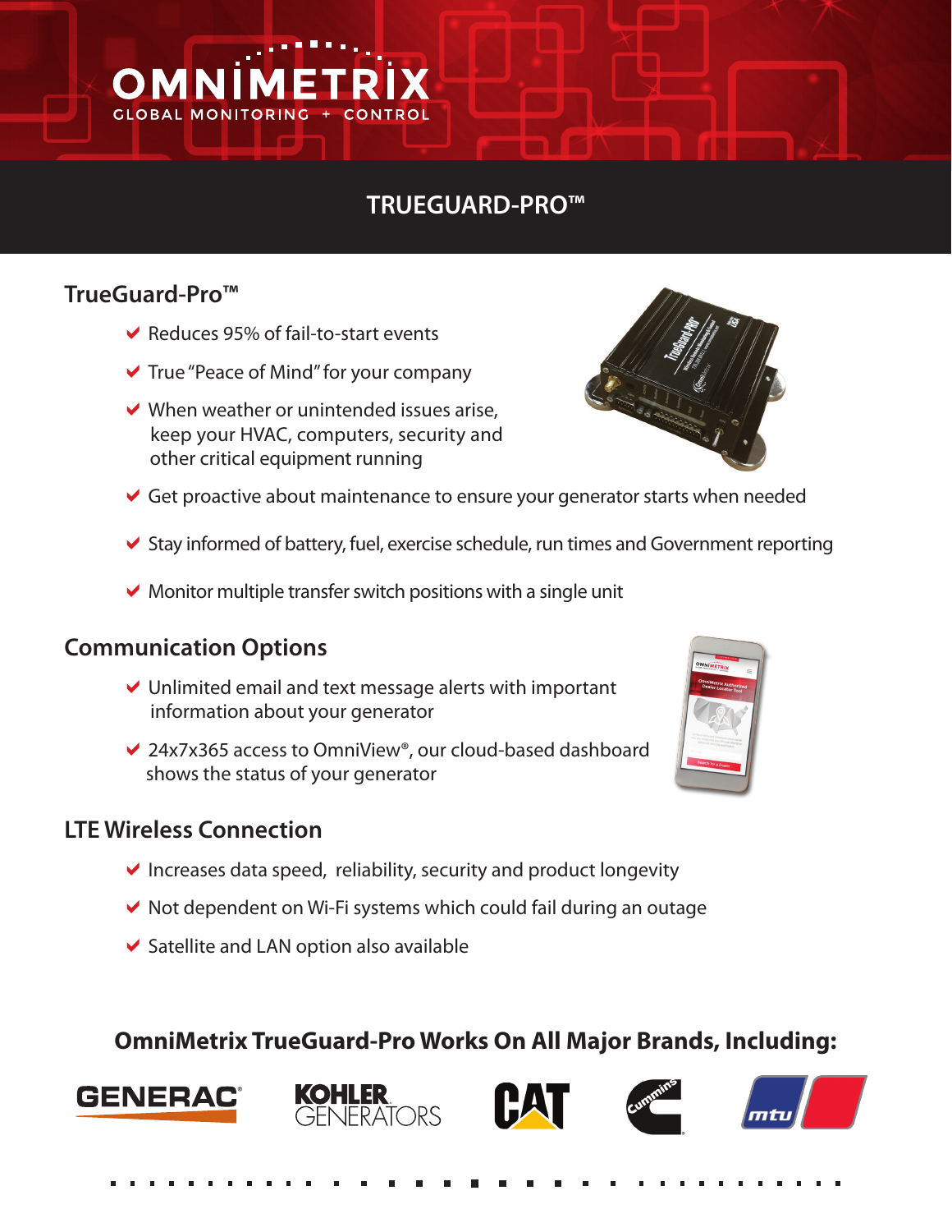# OMNIMETRIX
GLOBAL MONITORING + CONTROL

# TRUEGUARD-PRO™

## TrueGuard-Pro™

- Reduces 95% of fail-to-start events
- True "Peace of Mind" for your company
- When weather or unintended issues arise, keep your HVAC, computers, security and other critical equipment running
- Get proactive about maintenance to ensure your generator starts when needed
- Stay informed of battery, fuel, exercise schedule, run times and Government reporting
- Monitor multiple transfer switch positions with a single unit

## Communication Options

- Unlimited email and text message alerts with important information about your generator
- 24x7x365 access to OmniView®, our cloud-based dashboard shows the status of your generator

## LTE Wireless Connection

- Increases data speed, reliability, security and product longevity
- Not dependent on Wi-Fi systems which could fail during an outage
- Satellite and LAN option also available

### OmniMetrix TrueGuard-Pro Works On All Major Brands, Including:

GENERAC KOHLER GENERATORS CAT Cummins mtu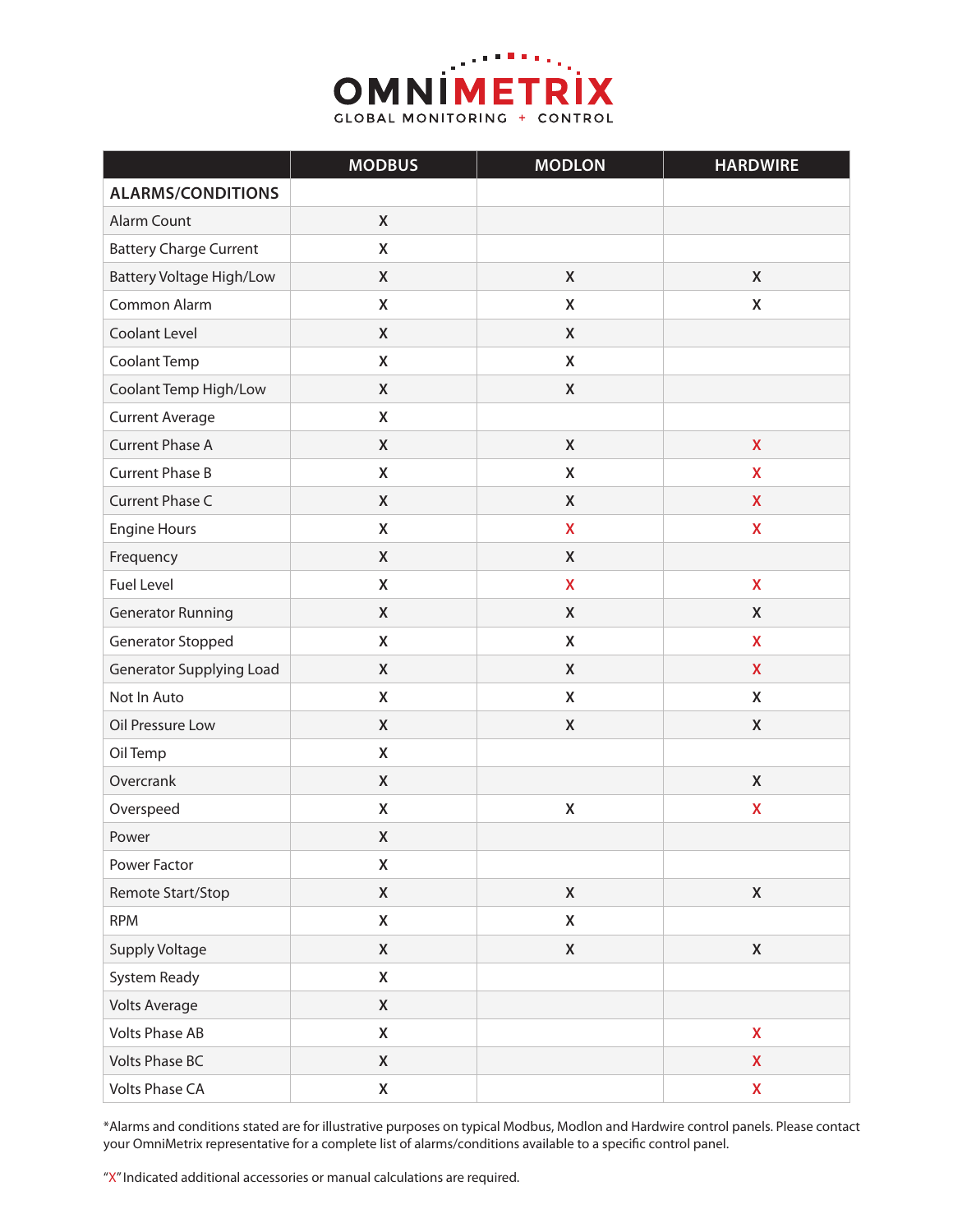# OMNIMETRIX

GLOBAL MONITORING + CONTROL

| | MODBUS | MODLON | HARDWIRE |
|---|---|---|---|
| **ALARMS/CONDITIONS** | | | |
| Alarm Count | X | | |
| Battery Charge Current | X | | |
| Battery Voltage High/Low | X | X | X |
| Common Alarm | X | X | X |
| Coolant Level | X | X | |
| Coolant Temp | X | X | |
| Coolant Temp High/Low | X | X | |
| Current Average | X | | |
| Current Phase A | X | X | X |
| Current Phase B | X | X | X |
| Current Phase C | X | X | X |
| Engine Hours | X | X | X |
| Frequency | X | X | |
| Fuel Level | X | X | X |
| Generator Running | X | X | X |
| Generator Stopped | X | X | X |
| Generator Supplying Load | X | X | X |
| Not In Auto | X | X | X |
| Oil Pressure Low | X | X | X |
| Oil Temp | X | | |
| Overcrank | X | | X |
| Overspeed | X | X | X |
| Power | X | | |
| Power Factor | X | | |
| Remote Start/Stop | X | X | X |
| RPM | X | X | |
| Supply Voltage | X | X | X |
| System Ready | X | | |
| Volts Average | X | | |
| Volts Phase AB | X | | X |
| Volts Phase BC | X | | X |
| Volts Phase CA | X | | X |

*Alarms and conditions stated are for illustrative purposes on typical Modbus, Modlon and Hardwire control panels. Please contact your OmniMetrix representative for a complete list of alarms/conditions available to a specific control panel.

"X" Indicated additional accessories or manual calculations are required.